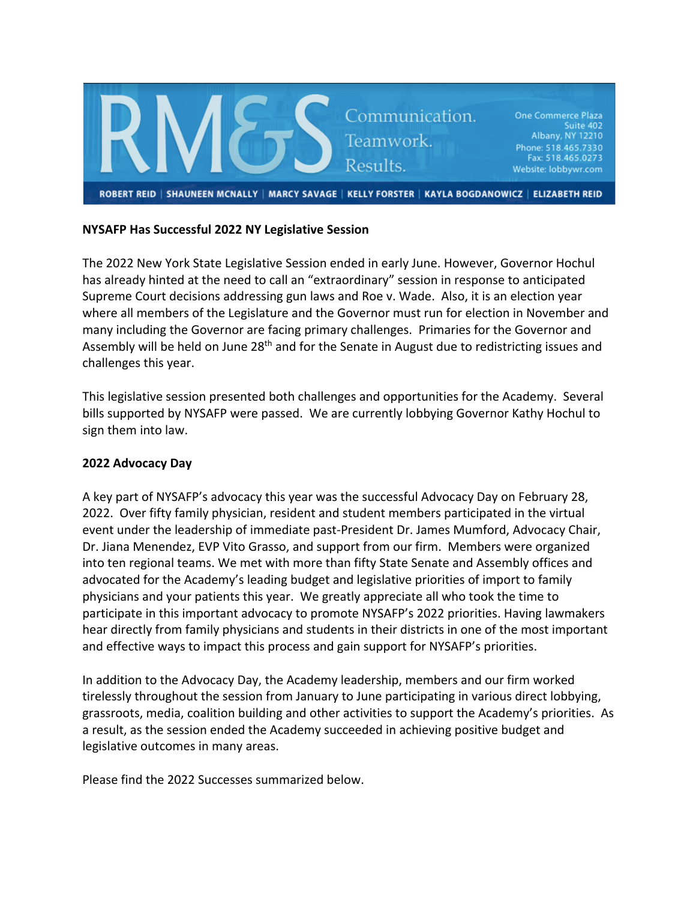RM&S Communication. Teamwork. Results.

One Commerce Plaza
Suite 402
Albany, NY 12210
Phone: 518.465.7330
Fax: 518.465.0273
Website: lobbywr.com

ROBERT REID | SHAUNEEN MCNALLY | MARCY SAVAGE | KELLY FORSTER | KAYLA BOGDANOWICZ | ELIZABETH REID

**NYSAFP Has Successful 2022 NY Legislative Session**

The 2022 New York State Legislative Session ended in early June. However, Governor Hochul has already hinted at the need to call an "extraordinary" session in response to anticipated Supreme Court decisions addressing gun laws and Roe v. Wade. Also, it is an election year where all members of the Legislature and the Governor must run for election in November and many including the Governor are facing primary challenges. Primaries for the Governor and Assembly will be held on June 28th and for the Senate in August due to redistricting issues and challenges this year.

This legislative session presented both challenges and opportunities for the Academy. Several bills supported by NYSAFP were passed. We are currently lobbying Governor Kathy Hochul to sign them into law.

**2022 Advocacy Day**

A key part of NYSAFP's advocacy this year was the successful Advocacy Day on February 28, 2022. Over fifty family physician, resident and student members participated in the virtual event under the leadership of immediate past-President Dr. James Mumford, Advocacy Chair, Dr. Jiana Menendez, EVP Vito Grasso, and support from our firm. Members were organized into ten regional teams. We met with more than fifty State Senate and Assembly offices and advocated for the Academy's leading budget and legislative priorities of import to family physicians and your patients this year. We greatly appreciate all who took the time to participate in this important advocacy to promote NYSAFP's 2022 priorities. Having lawmakers hear directly from family physicians and students in their districts in one of the most important and effective ways to impact this process and gain support for NYSAFP's priorities.

In addition to the Advocacy Day, the Academy leadership, members and our firm worked tirelessly throughout the session from January to June participating in various direct lobbying, grassroots, media, coalition building and other activities to support the Academy's priorities. As a result, as the session ended the Academy succeeded in achieving positive budget and legislative outcomes in many areas.

Please find the 2022 Successes summarized below.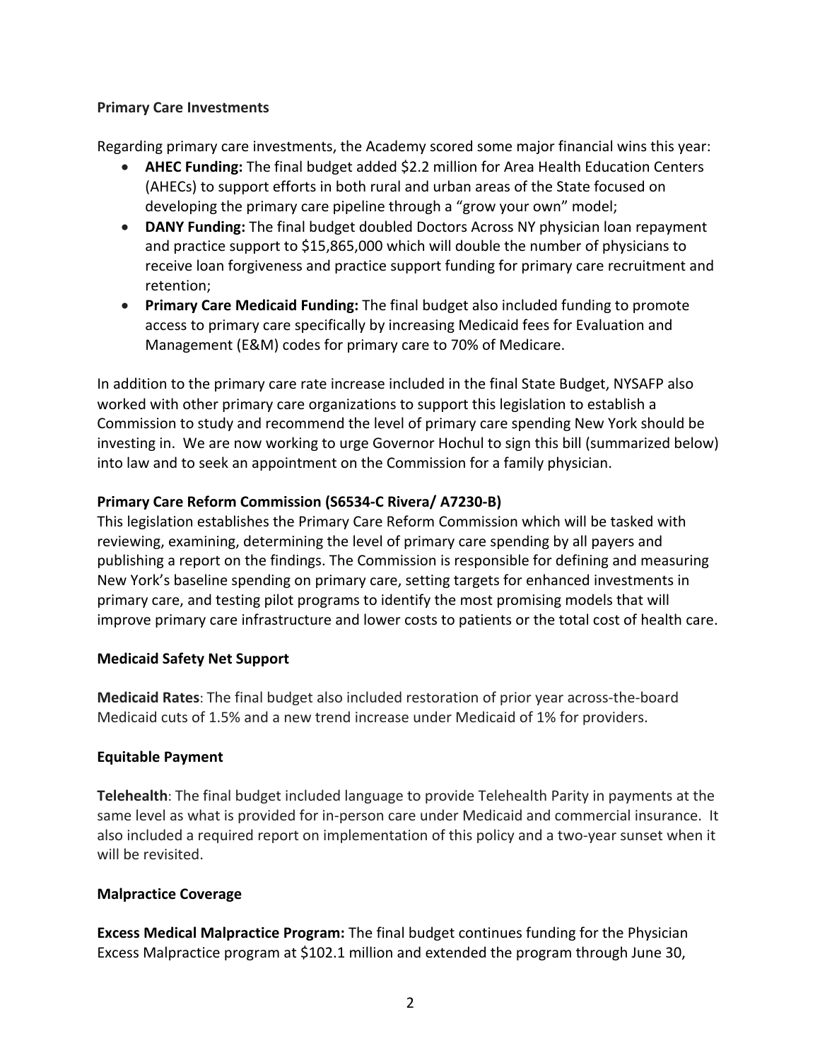**Primary Care Investments**

Regarding primary care investments, the Academy scored some major financial wins this year:

- **AHEC Funding:** The final budget added $2.2 million for Area Health Education Centers (AHECs) to support efforts in both rural and urban areas of the State focused on developing the primary care pipeline through a “grow your own” model;
- **DANY Funding:** The final budget doubled Doctors Across NY physician loan repayment and practice support to $15,865,000 which will double the number of physicians to receive loan forgiveness and practice support funding for primary care recruitment and retention;
- **Primary Care Medicaid Funding:** The final budget also included funding to promote access to primary care specifically by increasing Medicaid fees for Evaluation and Management (E&M) codes for primary care to 70% of Medicare.

In addition to the primary care rate increase included in the final State Budget, NYSAFP also worked with other primary care organizations to support this legislation to establish a Commission to study and recommend the level of primary care spending New York should be investing in. We are now working to urge Governor Hochul to sign this bill (summarized below) into law and to seek an appointment on the Commission for a family physician.

**Primary Care Reform Commission (S6534-C Rivera/ A7230-B)**

This legislation establishes the Primary Care Reform Commission which will be tasked with reviewing, examining, determining the level of primary care spending by all payers and publishing a report on the findings. The Commission is responsible for defining and measuring New York’s baseline spending on primary care, setting targets for enhanced investments in primary care, and testing pilot programs to identify the most promising models that will improve primary care infrastructure and lower costs to patients or the total cost of health care.

**Medicaid Safety Net Support**

**Medicaid Rates**: The final budget also included restoration of prior year across-the-board Medicaid cuts of 1.5% and a new trend increase under Medicaid of 1% for providers.

**Equitable Payment**

**Telehealth**: The final budget included language to provide Telehealth Parity in payments at the same level as what is provided for in-person care under Medicaid and commercial insurance. It also included a required report on implementation of this policy and a two-year sunset when it will be revisited.

**Malpractice Coverage**

**Excess Medical Malpractice Program:** The final budget continues funding for the Physician Excess Malpractice program at $102.1 million and extended the program through June 30,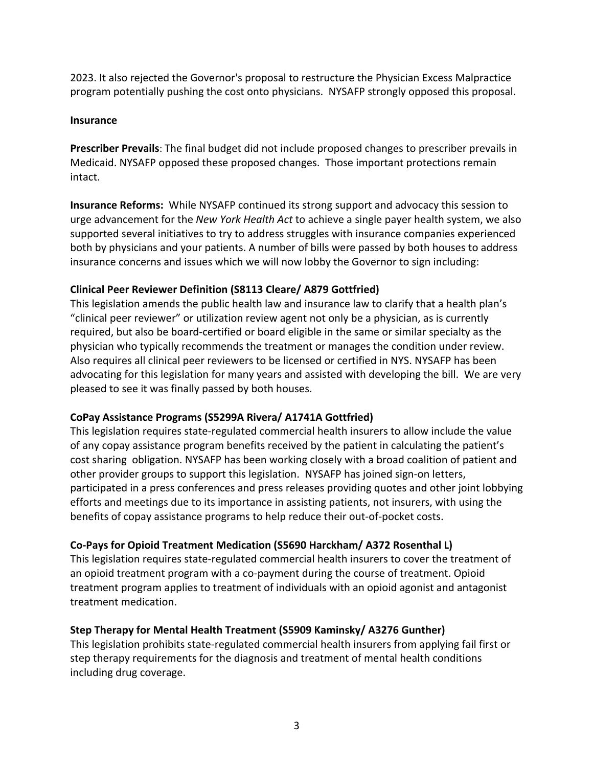2023. It also rejected the Governor's proposal to restructure the Physician Excess Malpractice program potentially pushing the cost onto physicians. NYSAFP strongly opposed this proposal.

**Insurance**

**Prescriber Prevails**: The final budget did not include proposed changes to prescriber prevails in Medicaid. NYSAFP opposed these proposed changes. Those important protections remain intact.

**Insurance Reforms:** While NYSAFP continued its strong support and advocacy this session to urge advancement for the *New York Health Act* to achieve a single payer health system, we also supported several initiatives to try to address struggles with insurance companies experienced both by physicians and your patients. A number of bills were passed by both houses to address insurance concerns and issues which we will now lobby the Governor to sign including:

**Clinical Peer Reviewer Definition (S8113 Cleare/ A879 Gottfried)**
This legislation amends the public health law and insurance law to clarify that a health plan's "clinical peer reviewer" or utilization review agent not only be a physician, as is currently required, but also be board-certified or board eligible in the same or similar specialty as the physician who typically recommends the treatment or manages the condition under review. Also requires all clinical peer reviewers to be licensed or certified in NYS. NYSAFP has been advocating for this legislation for many years and assisted with developing the bill. We are very pleased to see it was finally passed by both houses.

**CoPay Assistance Programs (S5299A Rivera/ A1741A Gottfried)**
This legislation requires state-regulated commercial health insurers to allow include the value of any copay assistance program benefits received by the patient in calculating the patient's cost sharing obligation. NYSAFP has been working closely with a broad coalition of patient and other provider groups to support this legislation. NYSAFP has joined sign-on letters, participated in a press conferences and press releases providing quotes and other joint lobbying efforts and meetings due to its importance in assisting patients, not insurers, with using the benefits of copay assistance programs to help reduce their out-of-pocket costs.

**Co-Pays for Opioid Treatment Medication (S5690 Harckham/ A372 Rosenthal L)**
This legislation requires state-regulated commercial health insurers to cover the treatment of an opioid treatment program with a co-payment during the course of treatment. Opioid treatment program applies to treatment of individuals with an opioid agonist and antagonist treatment medication.

**Step Therapy for Mental Health Treatment (S5909 Kaminsky/ A3276 Gunther)**
This legislation prohibits state-regulated commercial health insurers from applying fail first or step therapy requirements for the diagnosis and treatment of mental health conditions including drug coverage.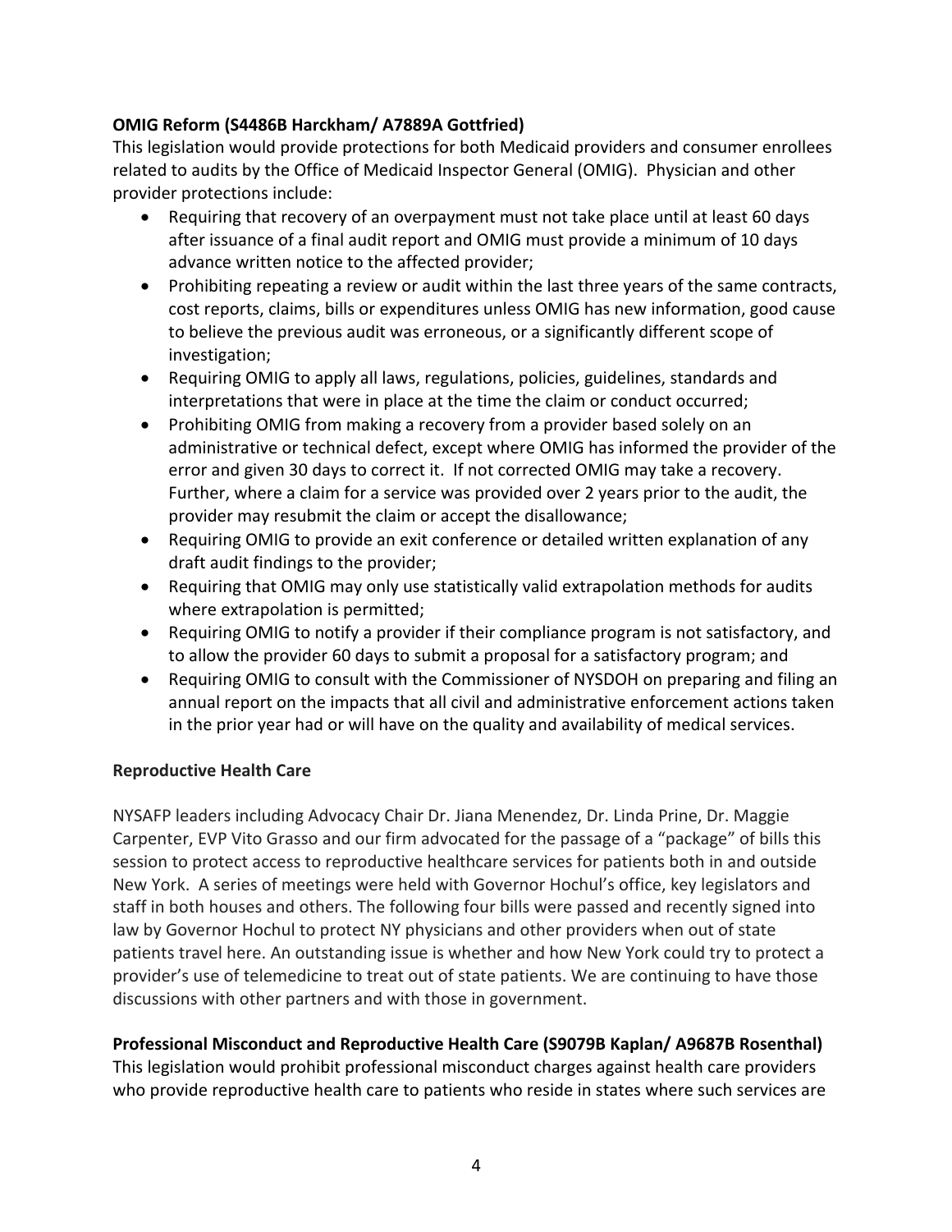**OMIG Reform (S4486B Harckham/ A7889A Gottfried)**

This legislation would provide protections for both Medicaid providers and consumer enrollees related to audits by the Office of Medicaid Inspector General (OMIG). Physician and other provider protections include:

- Requiring that recovery of an overpayment must not take place until at least 60 days after issuance of a final audit report and OMIG must provide a minimum of 10 days advance written notice to the affected provider;
- Prohibiting repeating a review or audit within the last three years of the same contracts, cost reports, claims, bills or expenditures unless OMIG has new information, good cause to believe the previous audit was erroneous, or a significantly different scope of investigation;
- Requiring OMIG to apply all laws, regulations, policies, guidelines, standards and interpretations that were in place at the time the claim or conduct occurred;
- Prohibiting OMIG from making a recovery from a provider based solely on an administrative or technical defect, except where OMIG has informed the provider of the error and given 30 days to correct it. If not corrected OMIG may take a recovery. Further, where a claim for a service was provided over 2 years prior to the audit, the provider may resubmit the claim or accept the disallowance;
- Requiring OMIG to provide an exit conference or detailed written explanation of any draft audit findings to the provider;
- Requiring that OMIG may only use statistically valid extrapolation methods for audits where extrapolation is permitted;
- Requiring OMIG to notify a provider if their compliance program is not satisfactory, and to allow the provider 60 days to submit a proposal for a satisfactory program; and
- Requiring OMIG to consult with the Commissioner of NYSDOH on preparing and filing an annual report on the impacts that all civil and administrative enforcement actions taken in the prior year had or will have on the quality and availability of medical services.

**Reproductive Health Care**

NYSAFP leaders including Advocacy Chair Dr. Jiana Menendez, Dr. Linda Prine, Dr. Maggie Carpenter, EVP Vito Grasso and our firm advocated for the passage of a "package" of bills this session to protect access to reproductive healthcare services for patients both in and outside New York. A series of meetings were held with Governor Hochul's office, key legislators and staff in both houses and others. The following four bills were passed and recently signed into law by Governor Hochul to protect NY physicians and other providers when out of state patients travel here. An outstanding issue is whether and how New York could try to protect a provider's use of telemedicine to treat out of state patients. We are continuing to have those discussions with other partners and with those in government.

**Professional Misconduct and Reproductive Health Care (S9079B Kaplan/ A9687B Rosenthal)**

This legislation would prohibit professional misconduct charges against health care providers who provide reproductive health care to patients who reside in states where such services are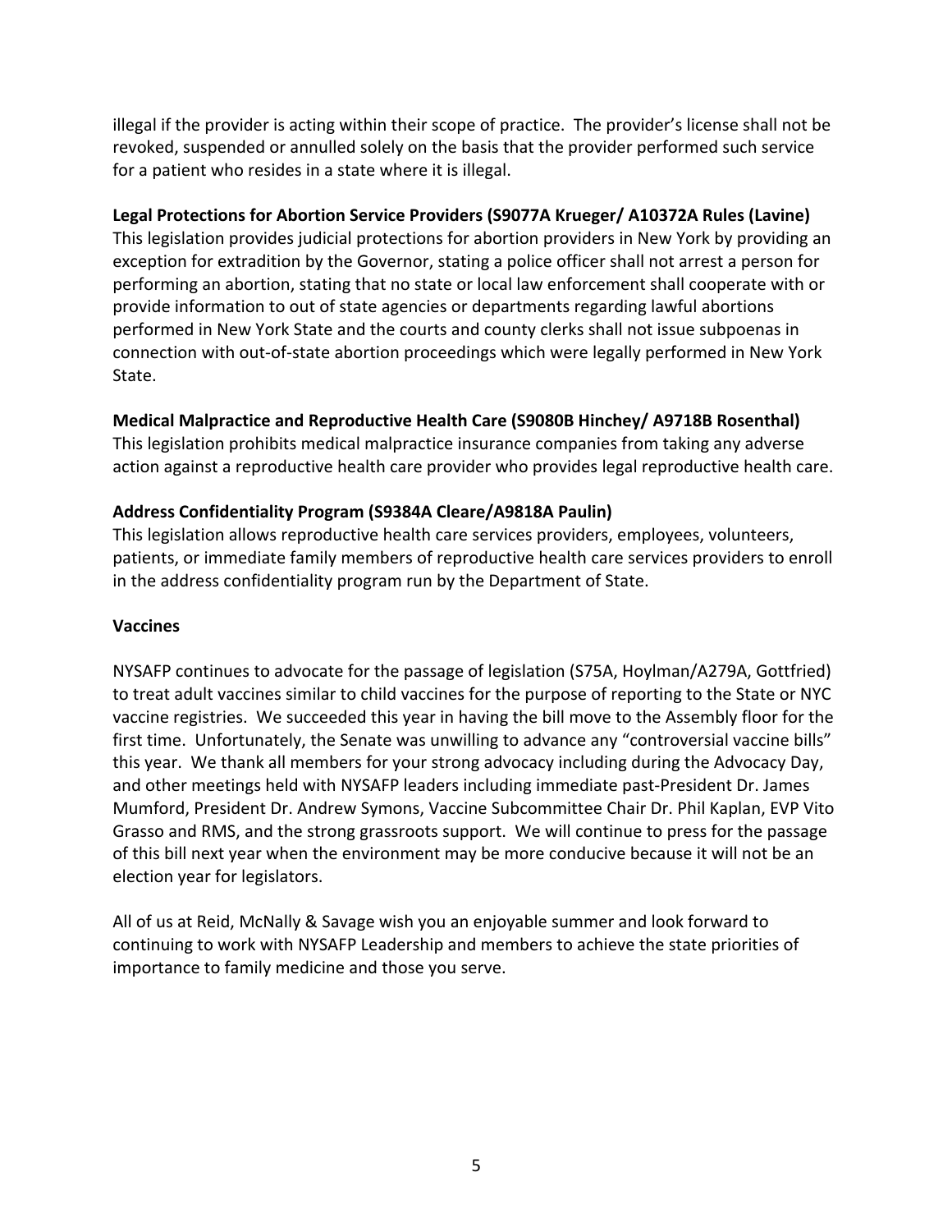illegal if the provider is acting within their scope of practice. The provider's license shall not be revoked, suspended or annulled solely on the basis that the provider performed such service for a patient who resides in a state where it is illegal.

**Legal Protections for Abortion Service Providers (S9077A Krueger/ A10372A Rules (Lavine)**

This legislation provides judicial protections for abortion providers in New York by providing an exception for extradition by the Governor, stating a police officer shall not arrest a person for performing an abortion, stating that no state or local law enforcement shall cooperate with or provide information to out of state agencies or departments regarding lawful abortions performed in New York State and the courts and county clerks shall not issue subpoenas in connection with out-of-state abortion proceedings which were legally performed in New York State.

**Medical Malpractice and Reproductive Health Care (S9080B Hinchey/ A9718B Rosenthal)**

This legislation prohibits medical malpractice insurance companies from taking any adverse action against a reproductive health care provider who provides legal reproductive health care.

**Address Confidentiality Program (S9384A Cleare/A9818A Paulin)**

This legislation allows reproductive health care services providers, employees, volunteers, patients, or immediate family members of reproductive health care services providers to enroll in the address confidentiality program run by the Department of State.

**Vaccines**

NYSAFP continues to advocate for the passage of legislation (S75A, Hoylman/A279A, Gottfried) to treat adult vaccines similar to child vaccines for the purpose of reporting to the State or NYC vaccine registries. We succeeded this year in having the bill move to the Assembly floor for the first time. Unfortunately, the Senate was unwilling to advance any "controversial vaccine bills" this year. We thank all members for your strong advocacy including during the Advocacy Day, and other meetings held with NYSAFP leaders including immediate past-President Dr. James Mumford, President Dr. Andrew Symons, Vaccine Subcommittee Chair Dr. Phil Kaplan, EVP Vito Grasso and RMS, and the strong grassroots support. We will continue to press for the passage of this bill next year when the environment may be more conducive because it will not be an election year for legislators.

All of us at Reid, McNally & Savage wish you an enjoyable summer and look forward to continuing to work with NYSAFP Leadership and members to achieve the state priorities of importance to family medicine and those you serve.